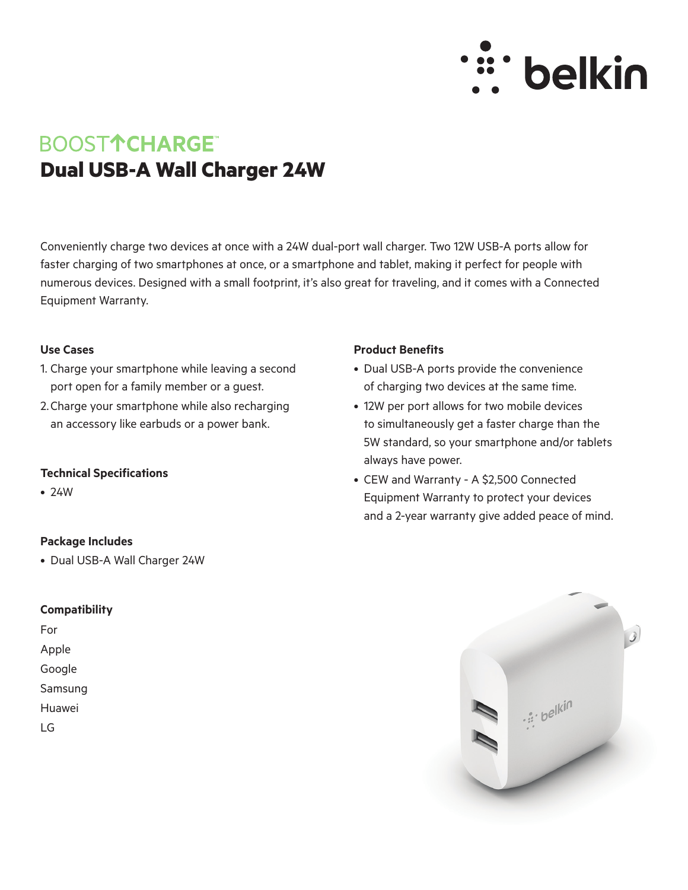BOOST↑CHARGE™

# Dual USB-A Wall Charger 24W

Conveniently charge two devices at once with a 24W dual-port wall charger. Two 12W USB-A ports allow for faster charging of two smartphones at once, or a smartphone and tablet, making it perfect for people with numerous devices. Designed with a small footprint, it's also great for traveling, and it comes with a Connected Equipment Warranty.

### Use Cases

1. Charge your smartphone while leaving a second port open for a family member or a guest.
2. Charge your smartphone while also recharging an accessory like earbuds or a power bank.

### Technical Specifications

- 24W

### Package Includes

- Dual USB-A Wall Charger 24W

### Compatibility

For
Apple
Google
Samsung
Huawei
LG

### Product Benefits

- Dual USB-A ports provide the convenience of charging two devices at the same time.
- 12W per port allows for two mobile devices to simultaneously get a faster charge than the 5W standard, so your smartphone and/or tablets always have power.
- CEW and Warranty - A $2,500 Connected Equipment Warranty to protect your devices and a 2-year warranty give added peace of mind.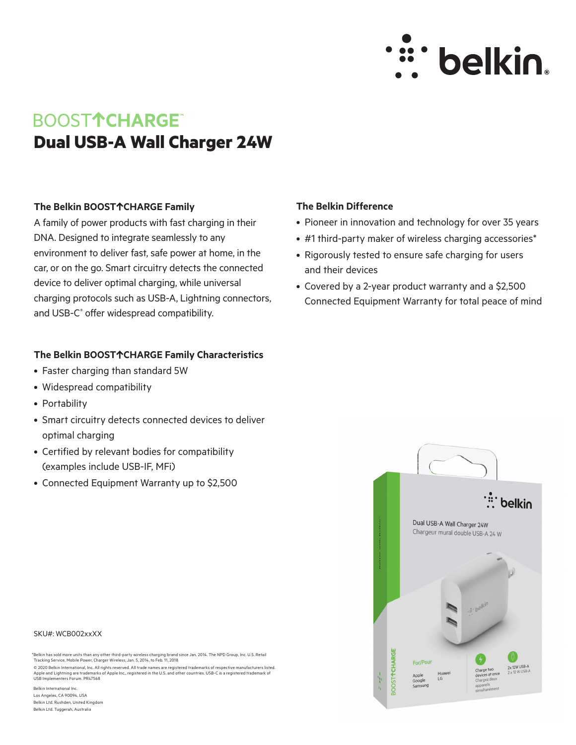# BOOST↑CHARGE™

## Dual USB-A Wall Charger 24W

### The Belkin BOOST↑CHARGE Family

A family of power products with fast charging in their DNA. Designed to integrate seamlessly to any environment to deliver fast, safe power at home, in the car, or on the go. Smart circuitry detects the connected device to deliver optimal charging, while universal charging protocols such as USB-A, Lightning connectors, and USB-C® offer widespread compatibility.

### The Belkin BOOST↑CHARGE Family Characteristics

- Faster charging than standard 5W
- Widespread compatibility
- Portability
- Smart circuitry detects connected devices to deliver optimal charging
- Certified by relevant bodies for compatibility (examples include USB-IF, MFi)
- Connected Equipment Warranty up to $2,500

### The Belkin Difference

- Pioneer in innovation and technology for over 35 years
- #1 third-party maker of wireless charging accessories*
- Rigorously tested to ensure safe charging for users and their devices
- Covered by a 2-year product warranty and a $2,500 Connected Equipment Warranty for total peace of mind

SKU#: WCB002xxXX

*Belkin has sold more units than any other third-party wireless charging brand since Jan. 2014. The NPD Group, Inc. U.S. Retail Tracking Service, Mobile Power, Charger Wireless, Jan. 5, 2014, to Feb. 11, 2018

© 2020 Belkin International, Inc. All rights reserved. All trade names are registered trademarks of respective manufacturers listed. Apple and Lightning are trademarks of Apple Inc., registered in the U.S. and other countries. USB-C is a registered trademark of USB Implementers Forum. PR47568

Belkin International Inc.
Los Angeles, CA 90094, USA
Belkin Ltd. Rushden, United Kingdom
Belkin Ltd. Tuggerah, Australia